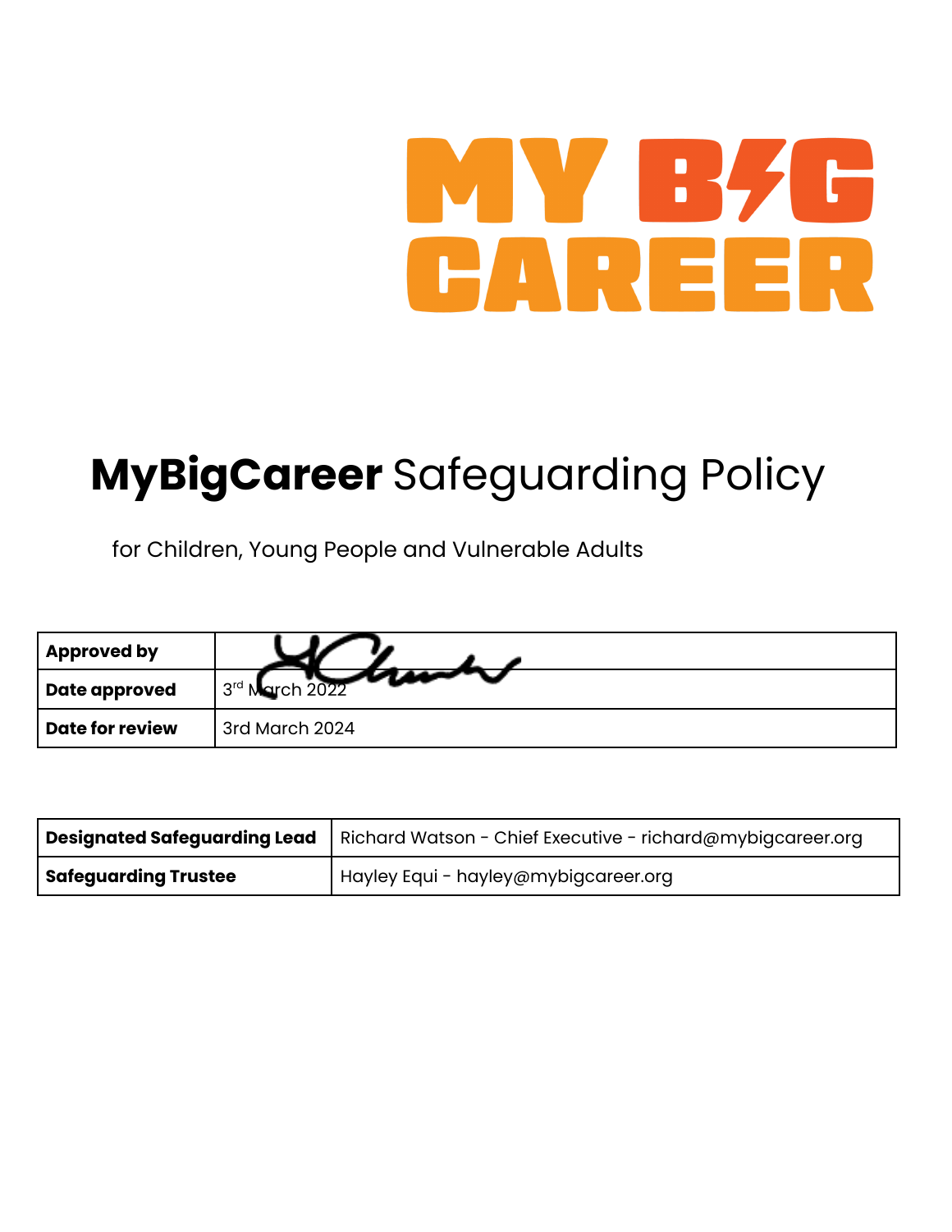MY B/G CAREER

# **MyBigCareer** Safeguarding Policy

for Children, Young People and Vulnerable Adults

| **Approved by** | |
| --- | --- |
| **Date approved** | 3rd March 2022 |
| **Date for review** | 3rd March 2024 |

| **Designated Safeguarding Lead** | Richard Watson - Chief Executive - richard@mybigcareer.org |
| --- | --- |
| **Safeguarding Trustee** | Hayley Equi - hayley@mybigcareer.org |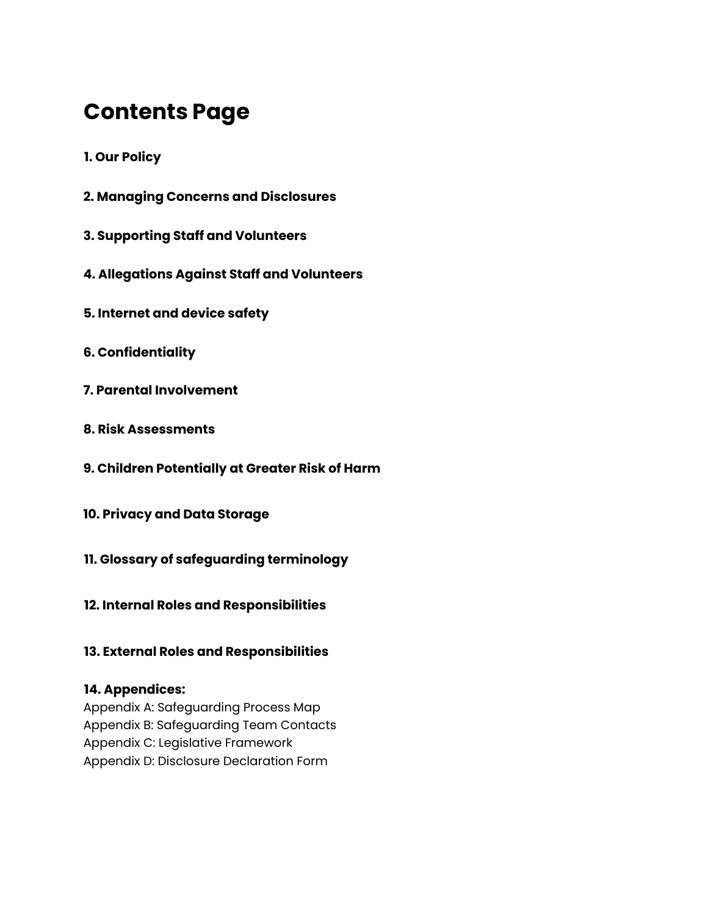# Contents Page

**1. Our Policy**

**2. Managing Concerns and Disclosures**

**3. Supporting Staff and Volunteers**

**4. Allegations Against Staff and Volunteers**

**5. Internet and device safety**

**6. Confidentiality**

**7. Parental Involvement**

**8. Risk Assessments**

**9. Children Potentially at Greater Risk of Harm**

**10. Privacy and Data Storage**

**11. Glossary of safeguarding terminology**

**12. Internal Roles and Responsibilities**

**13. External Roles and Responsibilities**

**14. Appendices:**
Appendix A: Safeguarding Process Map
Appendix B: Safeguarding Team Contacts
Appendix C: Legislative Framework
Appendix D: Disclosure Declaration Form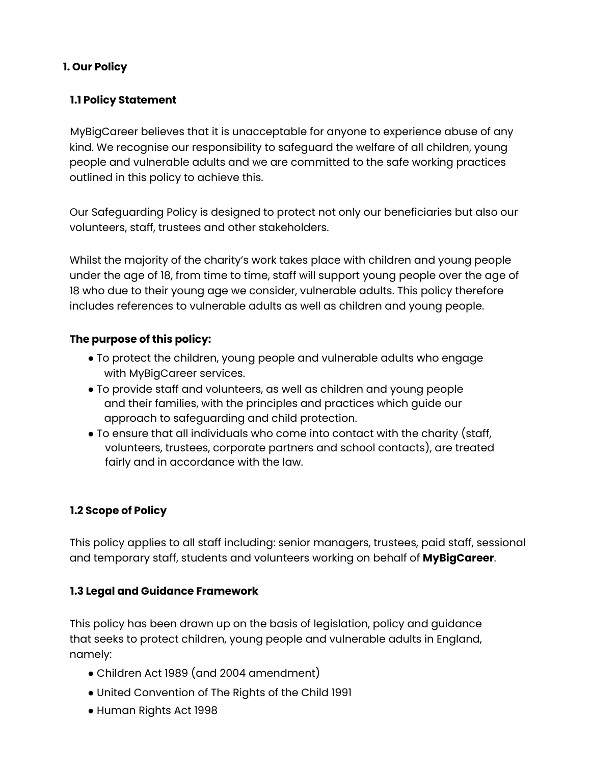# 1. Our Policy

## 1.1 Policy Statement

MyBigCareer believes that it is unacceptable for anyone to experience abuse of any kind. We recognise our responsibility to safeguard the welfare of all children, young people and vulnerable adults and we are committed to the safe working practices outlined in this policy to achieve this.

Our Safeguarding Policy is designed to protect not only our beneficiaries but also our volunteers, staff, trustees and other stakeholders.

Whilst the majority of the charity's work takes place with children and young people under the age of 18, from time to time, staff will support young people over the age of 18 who due to their young age we consider, vulnerable adults. This policy therefore includes references to vulnerable adults as well as children and young people.

**The purpose of this policy:**

- To protect the children, young people and vulnerable adults who engage with MyBigCareer services.
- To provide staff and volunteers, as well as children and young people and their families, with the principles and practices which guide our approach to safeguarding and child protection.
- To ensure that all individuals who come into contact with the charity (staff, volunteers, trustees, corporate partners and school contacts), are treated fairly and in accordance with the law.

## 1.2 Scope of Policy

This policy applies to all staff including: senior managers, trustees, paid staff, sessional and temporary staff, students and volunteers working on behalf of **MyBigCareer**.

## 1.3 Legal and Guidance Framework

This policy has been drawn up on the basis of legislation, policy and guidance that seeks to protect children, young people and vulnerable adults in England, namely:

- Children Act 1989 (and 2004 amendment)
- United Convention of The Rights of the Child 1991
- Human Rights Act 1998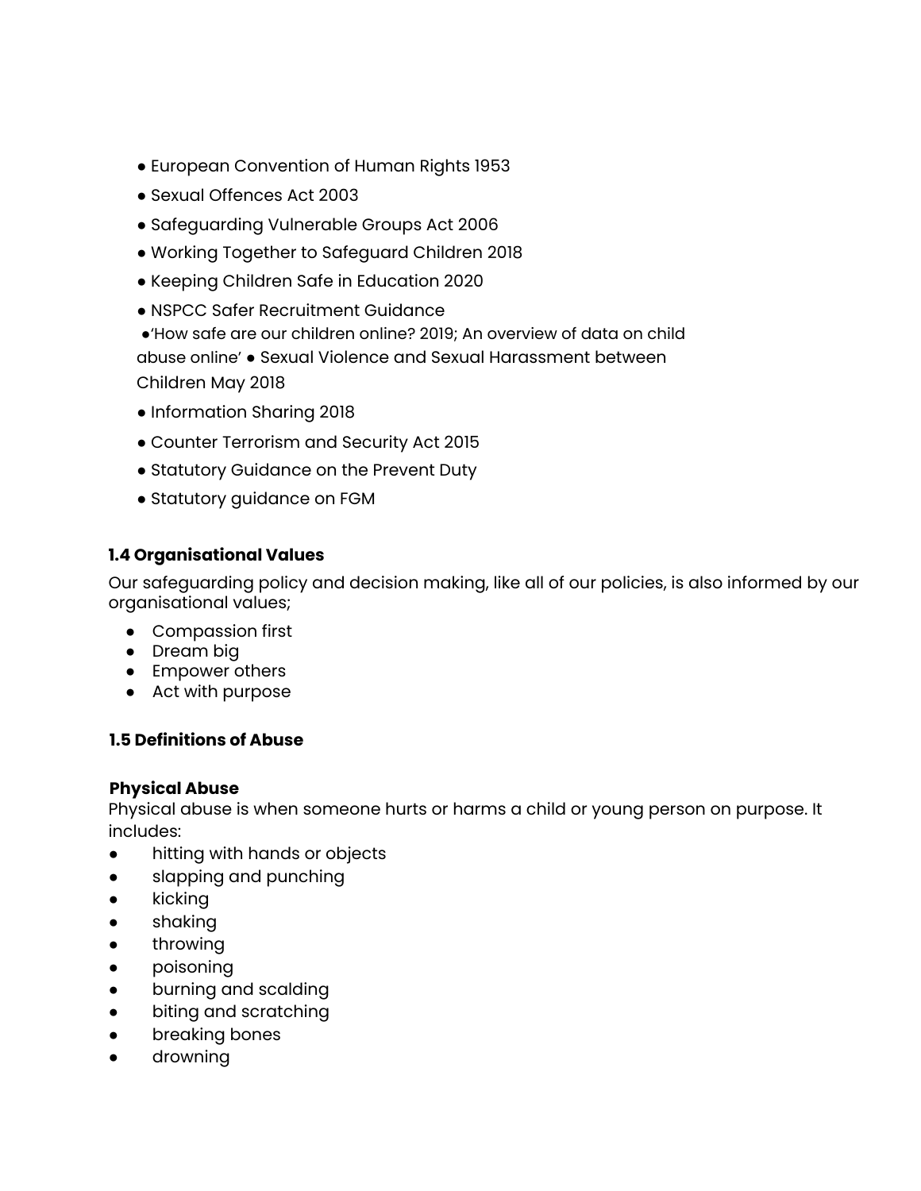- European Convention of Human Rights 1953
- Sexual Offences Act 2003
- Safeguarding Vulnerable Groups Act 2006
- Working Together to Safeguard Children 2018
- Keeping Children Safe in Education 2020
- NSPCC Safer Recruitment Guidance
- 'How safe are our children online? 2019; An overview of data on child abuse online'
- Sexual Violence and Sexual Harassment between Children May 2018
- Information Sharing 2018
- Counter Terrorism and Security Act 2015
- Statutory Guidance on the Prevent Duty
- Statutory guidance on FGM

### 1.4 Organisational Values

Our safeguarding policy and decision making, like all of our policies, is also informed by our organisational values;

- Compassion first
- Dream big
- Empower others
- Act with purpose

### 1.5 Definitions of Abuse

**Physical Abuse**

Physical abuse is when someone hurts or harms a child or young person on purpose. It includes:

- hitting with hands or objects
- slapping and punching
- kicking
- shaking
- throwing
- poisoning
- burning and scalding
- biting and scratching
- breaking bones
- drowning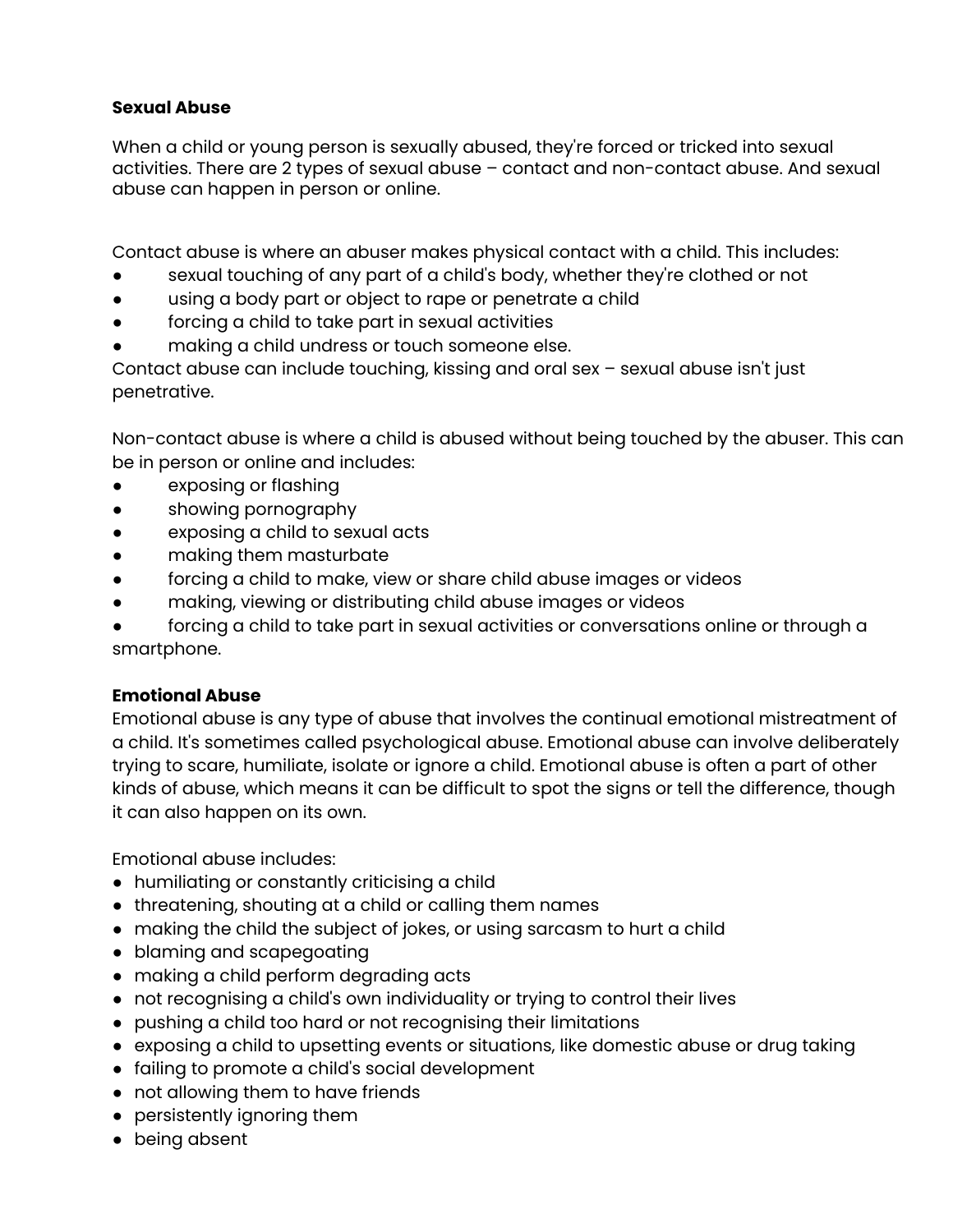**Sexual Abuse**

When a child or young person is sexually abused, they're forced or tricked into sexual activities. There are 2 types of sexual abuse – contact and non-contact abuse. And sexual abuse can happen in person or online.

Contact abuse is where an abuser makes physical contact with a child. This includes:

- sexual touching of any part of a child's body, whether they're clothed or not
- using a body part or object to rape or penetrate a child
- forcing a child to take part in sexual activities
- making a child undress or touch someone else.

Contact abuse can include touching, kissing and oral sex – sexual abuse isn't just penetrative.

Non-contact abuse is where a child is abused without being touched by the abuser. This can be in person or online and includes:

- exposing or flashing
- showing pornography
- exposing a child to sexual acts
- making them masturbate
- forcing a child to make, view or share child abuse images or videos
- making, viewing or distributing child abuse images or videos
- forcing a child to take part in sexual activities or conversations online or through a smartphone.

**Emotional Abuse**

Emotional abuse is any type of abuse that involves the continual emotional mistreatment of a child. It's sometimes called psychological abuse. Emotional abuse can involve deliberately trying to scare, humiliate, isolate or ignore a child. Emotional abuse is often a part of other kinds of abuse, which means it can be difficult to spot the signs or tell the difference, though it can also happen on its own.

Emotional abuse includes:

- humiliating or constantly criticising a child
- threatening, shouting at a child or calling them names
- making the child the subject of jokes, or using sarcasm to hurt a child
- blaming and scapegoating
- making a child perform degrading acts
- not recognising a child's own individuality or trying to control their lives
- pushing a child too hard or not recognising their limitations
- exposing a child to upsetting events or situations, like domestic abuse or drug taking
- failing to promote a child's social development
- not allowing them to have friends
- persistently ignoring them
- being absent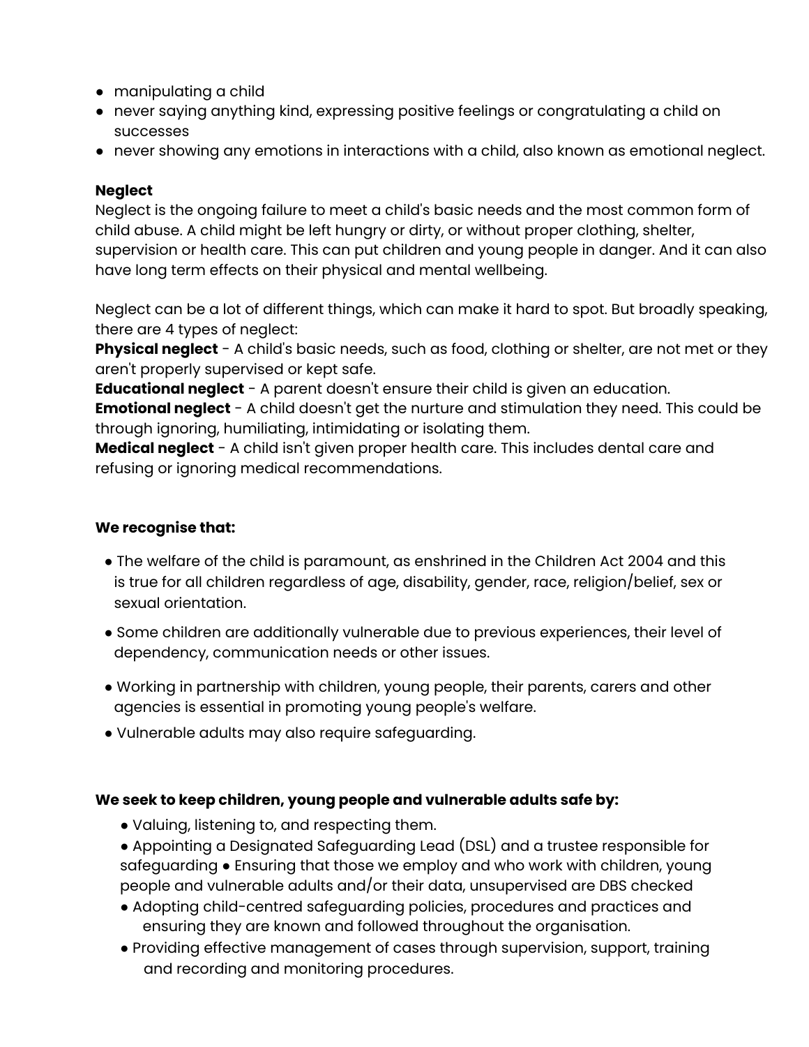- manipulating a child
- never saying anything kind, expressing positive feelings or congratulating a child on successes
- never showing any emotions in interactions with a child, also known as emotional neglect.

**Neglect**

Neglect is the ongoing failure to meet a child's basic needs and the most common form of child abuse. A child might be left hungry or dirty, or without proper clothing, shelter, supervision or health care. This can put children and young people in danger. And it can also have long term effects on their physical and mental wellbeing.

Neglect can be a lot of different things, which can make it hard to spot. But broadly speaking, there are 4 types of neglect:

**Physical neglect** - A child's basic needs, such as food, clothing or shelter, are not met or they aren't properly supervised or kept safe.

**Educational neglect** - A parent doesn't ensure their child is given an education.

**Emotional neglect** - A child doesn't get the nurture and stimulation they need. This could be through ignoring, humiliating, intimidating or isolating them.

**Medical neglect** - A child isn't given proper health care. This includes dental care and refusing or ignoring medical recommendations.

**We recognise that:**

- The welfare of the child is paramount, as enshrined in the Children Act 2004 and this is true for all children regardless of age, disability, gender, race, religion/belief, sex or sexual orientation.
- Some children are additionally vulnerable due to previous experiences, their level of dependency, communication needs or other issues.
- Working in partnership with children, young people, their parents, carers and other agencies is essential in promoting young people's welfare.
- Vulnerable adults may also require safeguarding.

**We seek to keep children, young people and vulnerable adults safe by:**

- Valuing, listening to, and respecting them.
- Appointing a Designated Safeguarding Lead (DSL) and a trustee responsible for safeguarding ● Ensuring that those we employ and who work with children, young people and vulnerable adults and/or their data, unsupervised are DBS checked
- Adopting child-centred safeguarding policies, procedures and practices and ensuring they are known and followed throughout the organisation.
- Providing effective management of cases through supervision, support, training and recording and monitoring procedures.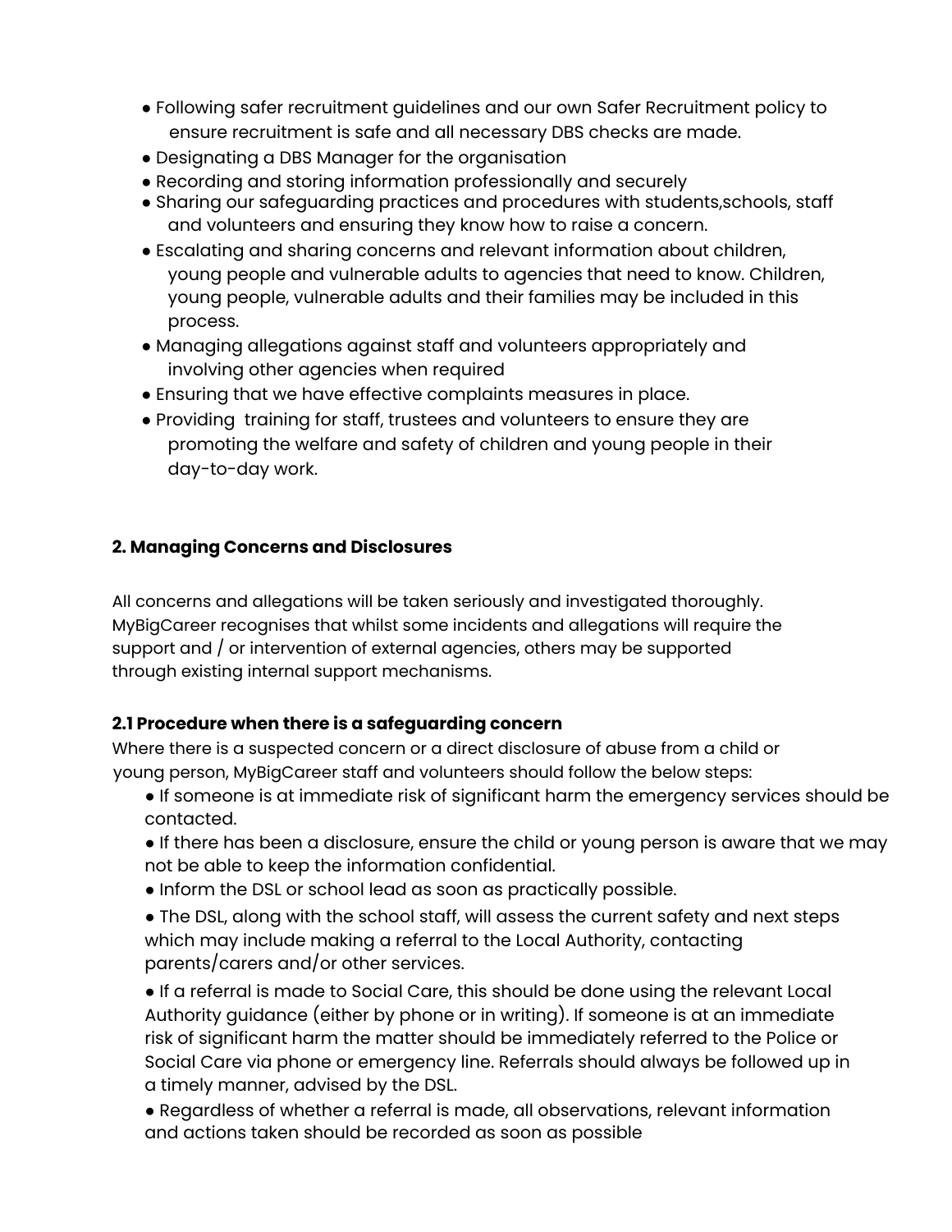- Following safer recruitment guidelines and our own Safer Recruitment policy to ensure recruitment is safe and all necessary DBS checks are made.
- Designating a DBS Manager for the organisation
- Recording and storing information professionally and securely
- Sharing our safeguarding practices and procedures with students,schools, staff and volunteers and ensuring they know how to raise a concern.
- Escalating and sharing concerns and relevant information about children, young people and vulnerable adults to agencies that need to know. Children, young people, vulnerable adults and their families may be included in this process.
- Managing allegations against staff and volunteers appropriately and involving other agencies when required
- Ensuring that we have effective complaints measures in place.
- Providing training for staff, trustees and volunteers to ensure they are promoting the welfare and safety of children and young people in their day-to-day work.

## 2. Managing Concerns and Disclosures

All concerns and allegations will be taken seriously and investigated thoroughly. MyBigCareer recognises that whilst some incidents and allegations will require the support and / or intervention of external agencies, others may be supported through existing internal support mechanisms.

### 2.1 Procedure when there is a safeguarding concern

Where there is a suspected concern or a direct disclosure of abuse from a child or young person, MyBigCareer staff and volunteers should follow the below steps:

- If someone is at immediate risk of significant harm the emergency services should be contacted.
- If there has been a disclosure, ensure the child or young person is aware that we may not be able to keep the information confidential.
- Inform the DSL or school lead as soon as practically possible.
- The DSL, along with the school staff, will assess the current safety and next steps which may include making a referral to the Local Authority, contacting parents/carers and/or other services.
- If a referral is made to Social Care, this should be done using the relevant Local Authority guidance (either by phone or in writing). If someone is at an immediate risk of significant harm the matter should be immediately referred to the Police or Social Care via phone or emergency line. Referrals should always be followed up in a timely manner, advised by the DSL.
- Regardless of whether a referral is made, all observations, relevant information and actions taken should be recorded as soon as possible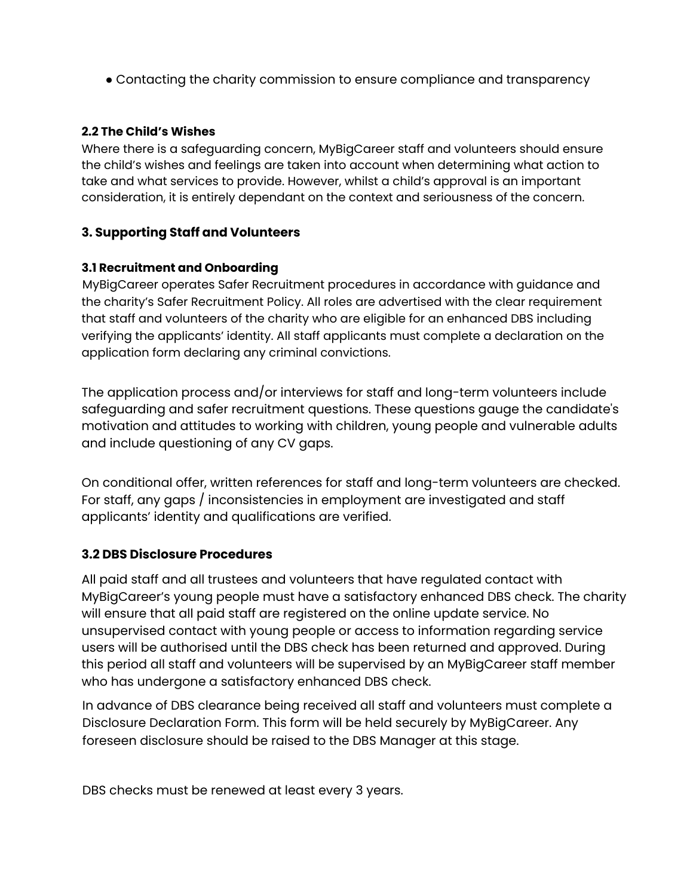- Contacting the charity commission to ensure compliance and transparency

### 2.2 The Child's Wishes

Where there is a safeguarding concern, MyBigCareer staff and volunteers should ensure the child's wishes and feelings are taken into account when determining what action to take and what services to provide. However, whilst a child's approval is an important consideration, it is entirely dependant on the context and seriousness of the concern.

## 3. Supporting Staff and Volunteers

### 3.1 Recruitment and Onboarding

MyBigCareer operates Safer Recruitment procedures in accordance with guidance and the charity's Safer Recruitment Policy. All roles are advertised with the clear requirement that staff and volunteers of the charity who are eligible for an enhanced DBS including verifying the applicants' identity. All staff applicants must complete a declaration on the application form declaring any criminal convictions.

The application process and/or interviews for staff and long-term volunteers include safeguarding and safer recruitment questions. These questions gauge the candidate's motivation and attitudes to working with children, young people and vulnerable adults and include questioning of any CV gaps.

On conditional offer, written references for staff and long-term volunteers are checked. For staff, any gaps / inconsistencies in employment are investigated and staff applicants' identity and qualifications are verified.

### 3.2 DBS Disclosure Procedures

All paid staff and all trustees and volunteers that have regulated contact with MyBigCareer's young people must have a satisfactory enhanced DBS check. The charity will ensure that all paid staff are registered on the online update service. No unsupervised contact with young people or access to information regarding service users will be authorised until the DBS check has been returned and approved. During this period all staff and volunteers will be supervised by an MyBigCareer staff member who has undergone a satisfactory enhanced DBS check.

In advance of DBS clearance being received all staff and volunteers must complete a Disclosure Declaration Form. This form will be held securely by MyBigCareer. Any foreseen disclosure should be raised to the DBS Manager at this stage.

DBS checks must be renewed at least every 3 years.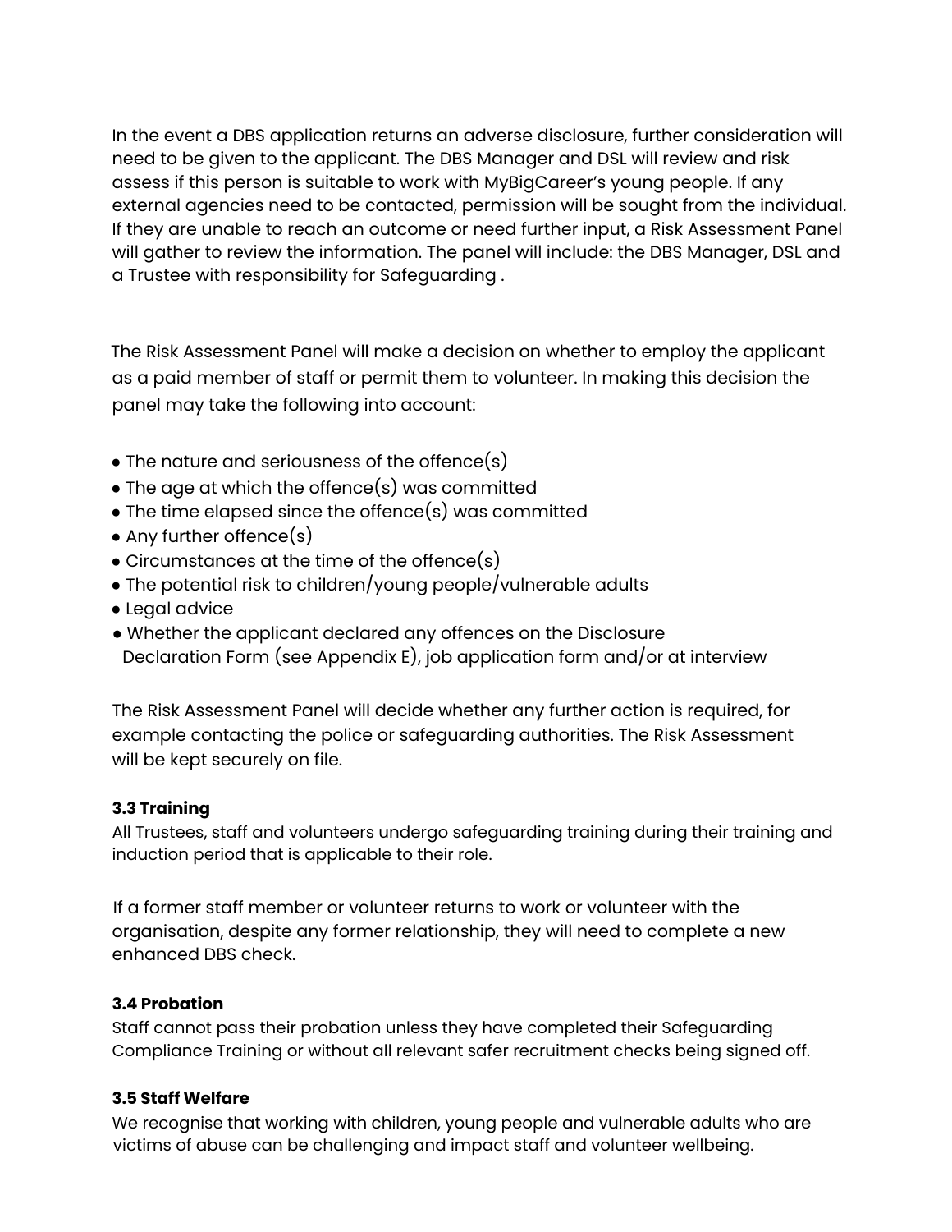In the event a DBS application returns an adverse disclosure, further consideration will need to be given to the applicant. The DBS Manager and DSL will review and risk assess if this person is suitable to work with MyBigCareer's young people. If any external agencies need to be contacted, permission will be sought from the individual. If they are unable to reach an outcome or need further input, a Risk Assessment Panel will gather to review the information. The panel will include: the DBS Manager, DSL and a Trustee with responsibility for Safeguarding .

The Risk Assessment Panel will make a decision on whether to employ the applicant as a paid member of staff or permit them to volunteer. In making this decision the panel may take the following into account:

- The nature and seriousness of the offence(s)
- The age at which the offence(s) was committed
- The time elapsed since the offence(s) was committed
- Any further offence(s)
- Circumstances at the time of the offence(s)
- The potential risk to children/young people/vulnerable adults
- Legal advice
- Whether the applicant declared any offences on the Disclosure Declaration Form (see Appendix E), job application form and/or at interview

The Risk Assessment Panel will decide whether any further action is required, for example contacting the police or safeguarding authorities. The Risk Assessment will be kept securely on file.

**3.3 Training**

All Trustees, staff and volunteers undergo safeguarding training during their training and induction period that is applicable to their role.

If a former staff member or volunteer returns to work or volunteer with the organisation, despite any former relationship, they will need to complete a new enhanced DBS check.

**3.4 Probation**

Staff cannot pass their probation unless they have completed their Safeguarding Compliance Training or without all relevant safer recruitment checks being signed off.

**3.5 Staff Welfare**

We recognise that working with children, young people and vulnerable adults who are victims of abuse can be challenging and impact staff and volunteer wellbeing.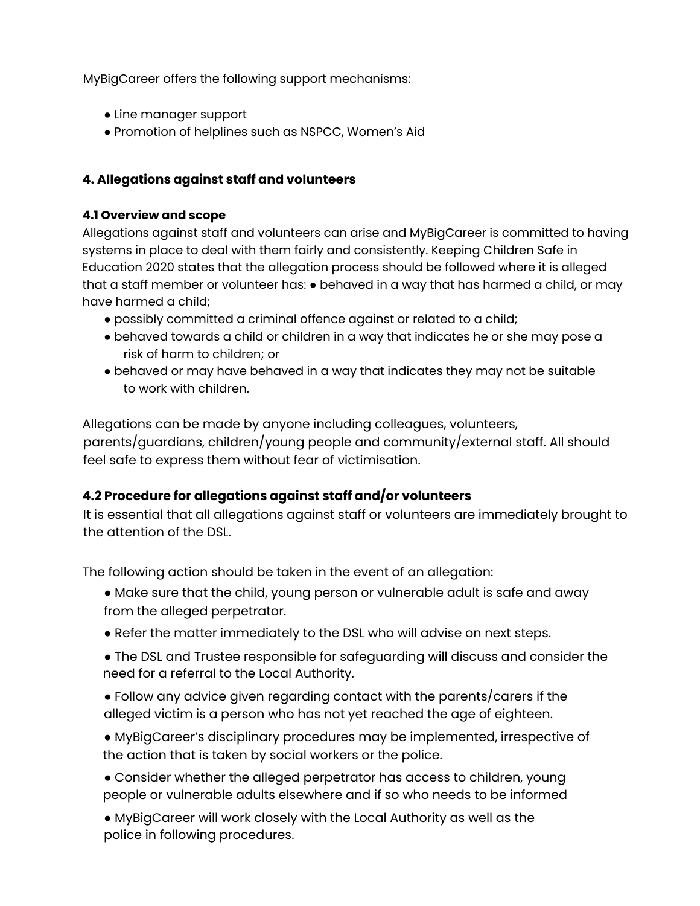MyBigCareer offers the following support mechanisms:

- Line manager support
- Promotion of helplines such as NSPCC, Women's Aid

## 4. Allegations against staff and volunteers

### 4.1 Overview and scope

Allegations against staff and volunteers can arise and MyBigCareer is committed to having systems in place to deal with them fairly and consistently. Keeping Children Safe in Education 2020 states that the allegation process should be followed where it is alleged that a staff member or volunteer has:

- behaved in a way that has harmed a child, or may have harmed a child;
- possibly committed a criminal offence against or related to a child;
- behaved towards a child or children in a way that indicates he or she may pose a risk of harm to children; or
- behaved or may have behaved in a way that indicates they may not be suitable to work with children.

Allegations can be made by anyone including colleagues, volunteers, parents/guardians, children/young people and community/external staff. All should feel safe to express them without fear of victimisation.

### 4.2 Procedure for allegations against staff and/or volunteers

It is essential that all allegations against staff or volunteers are immediately brought to the attention of the DSL.

The following action should be taken in the event of an allegation:

- Make sure that the child, young person or vulnerable adult is safe and away from the alleged perpetrator.
- Refer the matter immediately to the DSL who will advise on next steps.
- The DSL and Trustee responsible for safeguarding will discuss and consider the need for a referral to the Local Authority.
- Follow any advice given regarding contact with the parents/carers if the alleged victim is a person who has not yet reached the age of eighteen.
- MyBigCareer's disciplinary procedures may be implemented, irrespective of the action that is taken by social workers or the police.
- Consider whether the alleged perpetrator has access to children, young people or vulnerable adults elsewhere and if so who needs to be informed
- MyBigCareer will work closely with the Local Authority as well as the police in following procedures.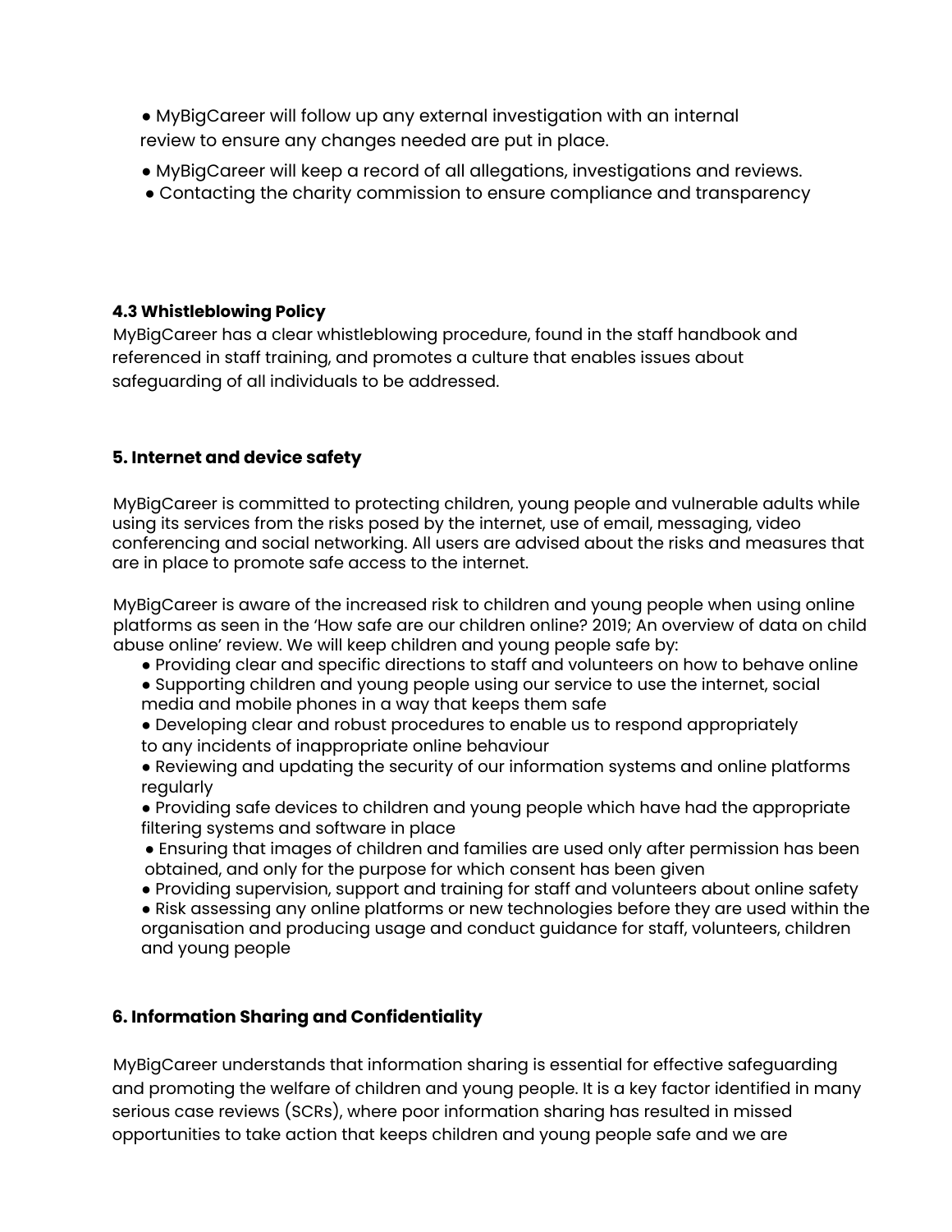- MyBigCareer will follow up any external investigation with an internal review to ensure any changes needed are put in place.
- MyBigCareer will keep a record of all allegations, investigations and reviews.
- Contacting the charity commission to ensure compliance and transparency

**4.3 Whistleblowing Policy**

MyBigCareer has a clear whistleblowing procedure, found in the staff handbook and referenced in staff training, and promotes a culture that enables issues about safeguarding of all individuals to be addressed.

## 5. Internet and device safety

MyBigCareer is committed to protecting children, young people and vulnerable adults while using its services from the risks posed by the internet, use of email, messaging, video conferencing and social networking. All users are advised about the risks and measures that are in place to promote safe access to the internet.

MyBigCareer is aware of the increased risk to children and young people when using online platforms as seen in the 'How safe are our children online? 2019; An overview of data on child abuse online' review. We will keep children and young people safe by:

- Providing clear and specific directions to staff and volunteers on how to behave online
- Supporting children and young people using our service to use the internet, social media and mobile phones in a way that keeps them safe
- Developing clear and robust procedures to enable us to respond appropriately to any incidents of inappropriate online behaviour
- Reviewing and updating the security of our information systems and online platforms regularly
- Providing safe devices to children and young people which have had the appropriate filtering systems and software in place
- Ensuring that images of children and families are used only after permission has been obtained, and only for the purpose for which consent has been given
- Providing supervision, support and training for staff and volunteers about online safety
- Risk assessing any online platforms or new technologies before they are used within the organisation and producing usage and conduct guidance for staff, volunteers, children and young people

## 6. Information Sharing and Confidentiality

MyBigCareer understands that information sharing is essential for effective safeguarding and promoting the welfare of children and young people. It is a key factor identified in many serious case reviews (SCRs), where poor information sharing has resulted in missed opportunities to take action that keeps children and young people safe and we are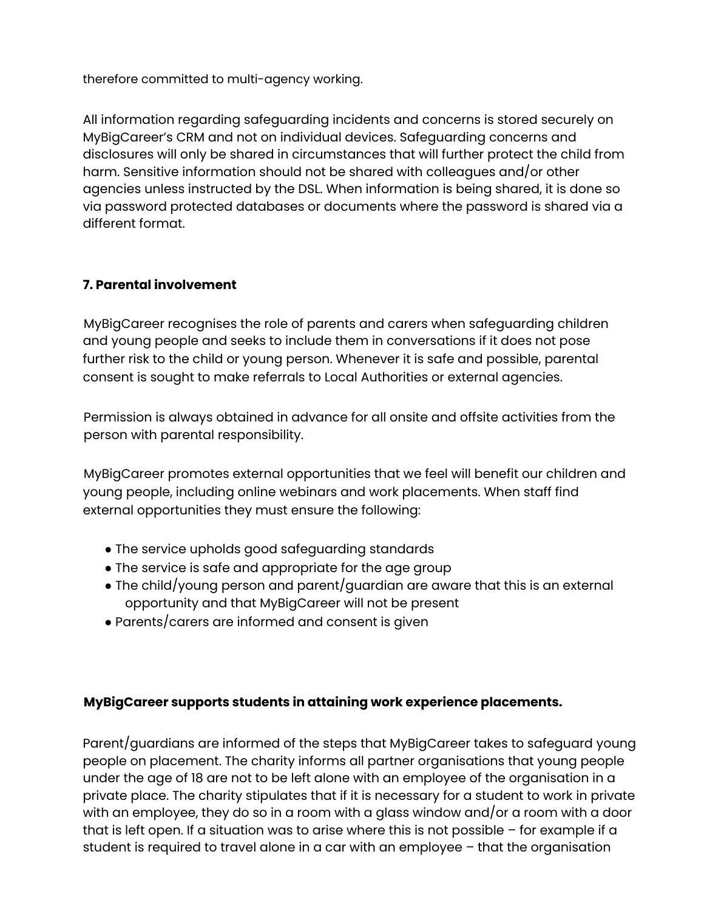therefore committed to multi-agency working.

All information regarding safeguarding incidents and concerns is stored securely on MyBigCareer's CRM and not on individual devices. Safeguarding concerns and disclosures will only be shared in circumstances that will further protect the child from harm. Sensitive information should not be shared with colleagues and/or other agencies unless instructed by the DSL. When information is being shared, it is done so via password protected databases or documents where the password is shared via a different format.

## 7. Parental involvement

MyBigCareer recognises the role of parents and carers when safeguarding children and young people and seeks to include them in conversations if it does not pose further risk to the child or young person. Whenever it is safe and possible, parental consent is sought to make referrals to Local Authorities or external agencies.

Permission is always obtained in advance for all onsite and offsite activities from the person with parental responsibility.

MyBigCareer promotes external opportunities that we feel will benefit our children and young people, including online webinars and work placements. When staff find external opportunities they must ensure the following:

- The service upholds good safeguarding standards
- The service is safe and appropriate for the age group
- The child/young person and parent/guardian are aware that this is an external opportunity and that MyBigCareer will not be present
- Parents/carers are informed and consent is given

**MyBigCareer supports students in attaining work experience placements.**

Parent/guardians are informed of the steps that MyBigCareer takes to safeguard young people on placement. The charity informs all partner organisations that young people under the age of 18 are not to be left alone with an employee of the organisation in a private place. The charity stipulates that if it is necessary for a student to work in private with an employee, they do so in a room with a glass window and/or a room with a door that is left open. If a situation was to arise where this is not possible – for example if a student is required to travel alone in a car with an employee – that the organisation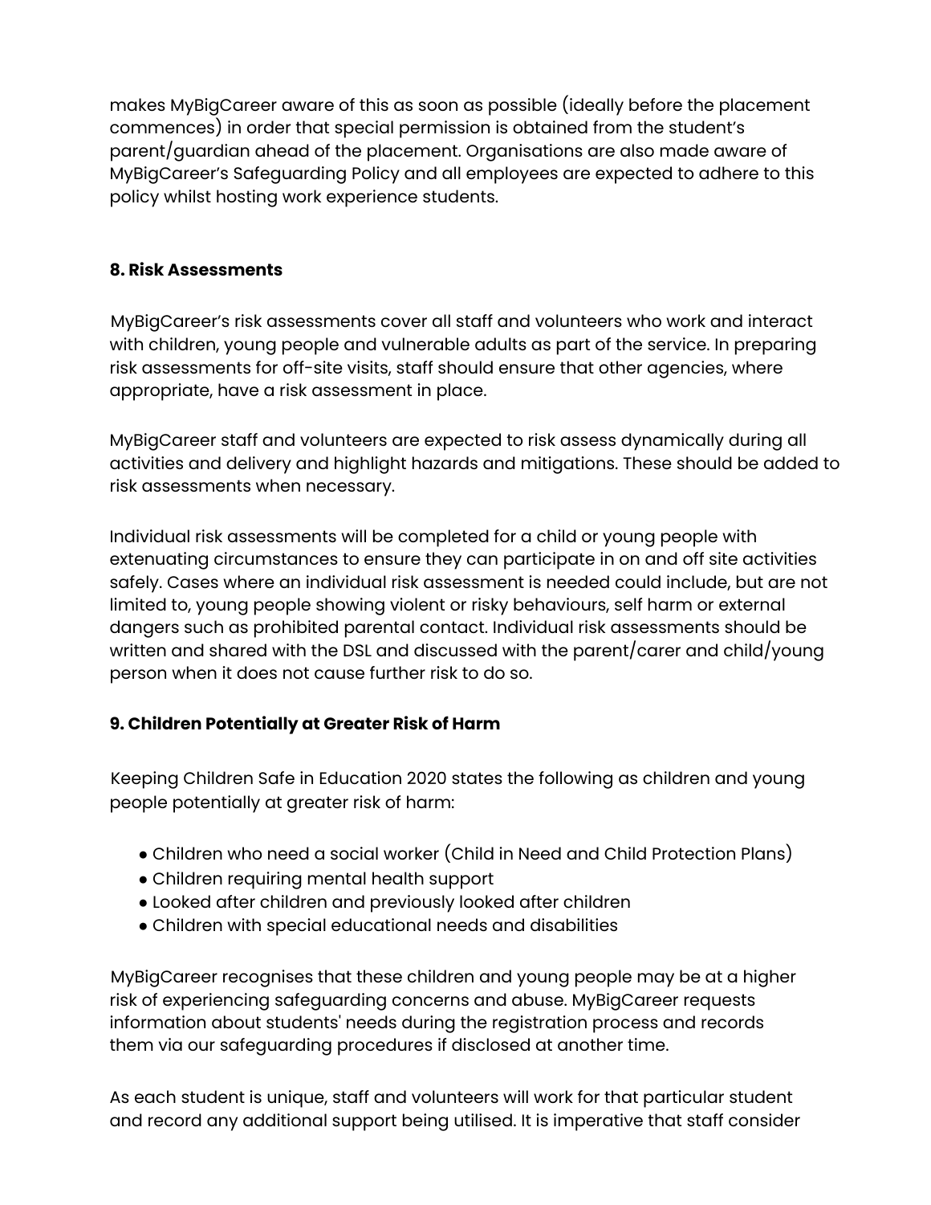makes MyBigCareer aware of this as soon as possible (ideally before the placement commences) in order that special permission is obtained from the student's parent/guardian ahead of the placement. Organisations are also made aware of MyBigCareer's Safeguarding Policy and all employees are expected to adhere to this policy whilst hosting work experience students.

**8. Risk Assessments**

MyBigCareer's risk assessments cover all staff and volunteers who work and interact with children, young people and vulnerable adults as part of the service. In preparing risk assessments for off-site visits, staff should ensure that other agencies, where appropriate, have a risk assessment in place.

MyBigCareer staff and volunteers are expected to risk assess dynamically during all activities and delivery and highlight hazards and mitigations. These should be added to risk assessments when necessary.

Individual risk assessments will be completed for a child or young people with extenuating circumstances to ensure they can participate in on and off site activities safely. Cases where an individual risk assessment is needed could include, but are not limited to, young people showing violent or risky behaviours, self harm or external dangers such as prohibited parental contact. Individual risk assessments should be written and shared with the DSL and discussed with the parent/carer and child/young person when it does not cause further risk to do so.

**9. Children Potentially at Greater Risk of Harm**

Keeping Children Safe in Education 2020 states the following as children and young people potentially at greater risk of harm:

- Children who need a social worker (Child in Need and Child Protection Plans)
- Children requiring mental health support
- Looked after children and previously looked after children
- Children with special educational needs and disabilities

MyBigCareer recognises that these children and young people may be at a higher risk of experiencing safeguarding concerns and abuse. MyBigCareer requests information about students' needs during the registration process and records them via our safeguarding procedures if disclosed at another time.

As each student is unique, staff and volunteers will work for that particular student and record any additional support being utilised. It is imperative that staff consider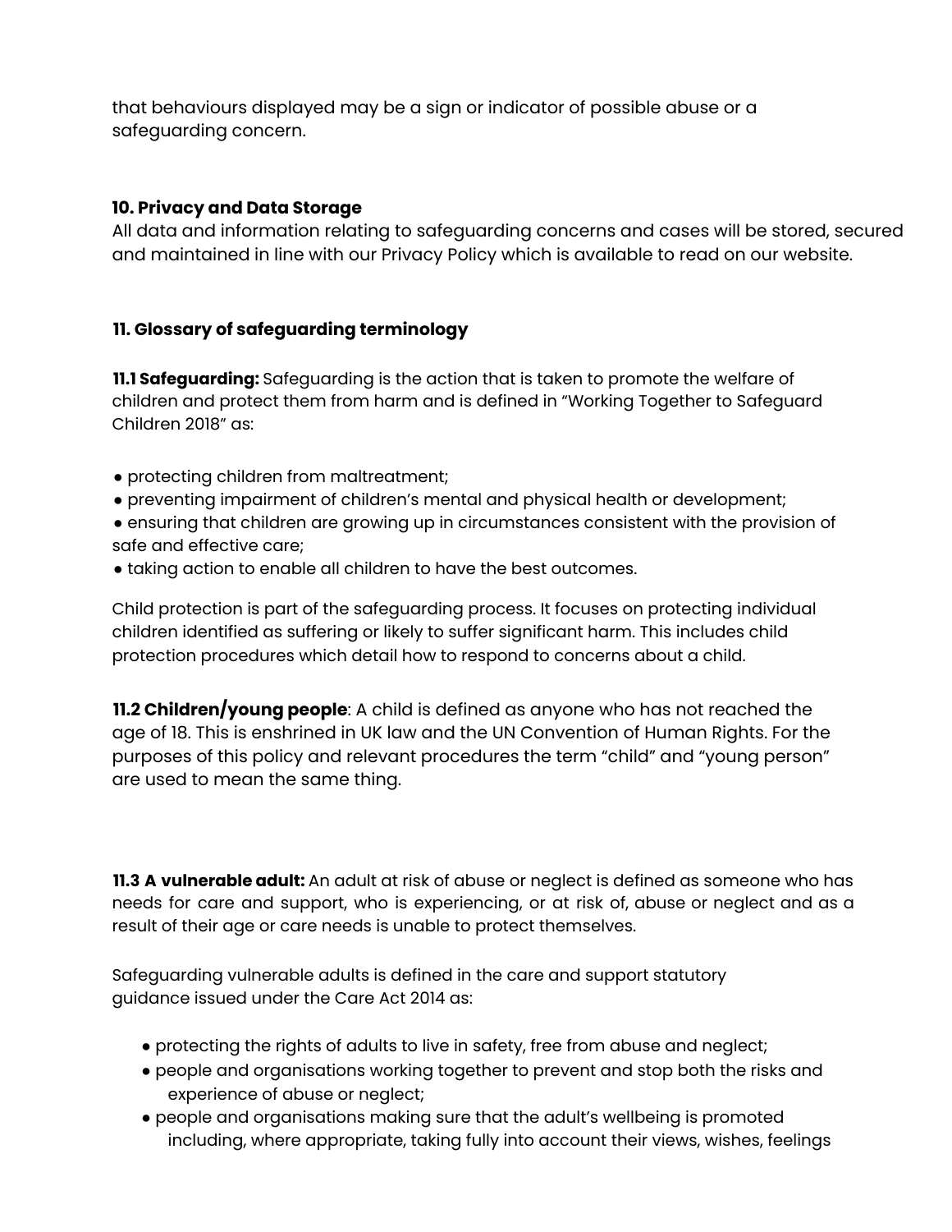that behaviours displayed may be a sign or indicator of possible abuse or a safeguarding concern.

## 10. Privacy and Data Storage

All data and information relating to safeguarding concerns and cases will be stored, secured and maintained in line with our Privacy Policy which is available to read on our website.

## 11. Glossary of safeguarding terminology

**11.1 Safeguarding:** Safeguarding is the action that is taken to promote the welfare of children and protect them from harm and is defined in "Working Together to Safeguard Children 2018" as:

- protecting children from maltreatment;
- preventing impairment of children's mental and physical health or development;
- ensuring that children are growing up in circumstances consistent with the provision of safe and effective care;
- taking action to enable all children to have the best outcomes.

Child protection is part of the safeguarding process. It focuses on protecting individual children identified as suffering or likely to suffer significant harm. This includes child protection procedures which detail how to respond to concerns about a child.

**11.2 Children/young people**: A child is defined as anyone who has not reached the age of 18. This is enshrined in UK law and the UN Convention of Human Rights. For the purposes of this policy and relevant procedures the term "child" and "young person" are used to mean the same thing.

**11.3 A vulnerable adult:** An adult at risk of abuse or neglect is defined as someone who has needs for care and support, who is experiencing, or at risk of, abuse or neglect and as a result of their age or care needs is unable to protect themselves.

Safeguarding vulnerable adults is defined in the care and support statutory guidance issued under the Care Act 2014 as:

- protecting the rights of adults to live in safety, free from abuse and neglect;
- people and organisations working together to prevent and stop both the risks and experience of abuse or neglect;
- people and organisations making sure that the adult's wellbeing is promoted including, where appropriate, taking fully into account their views, wishes, feelings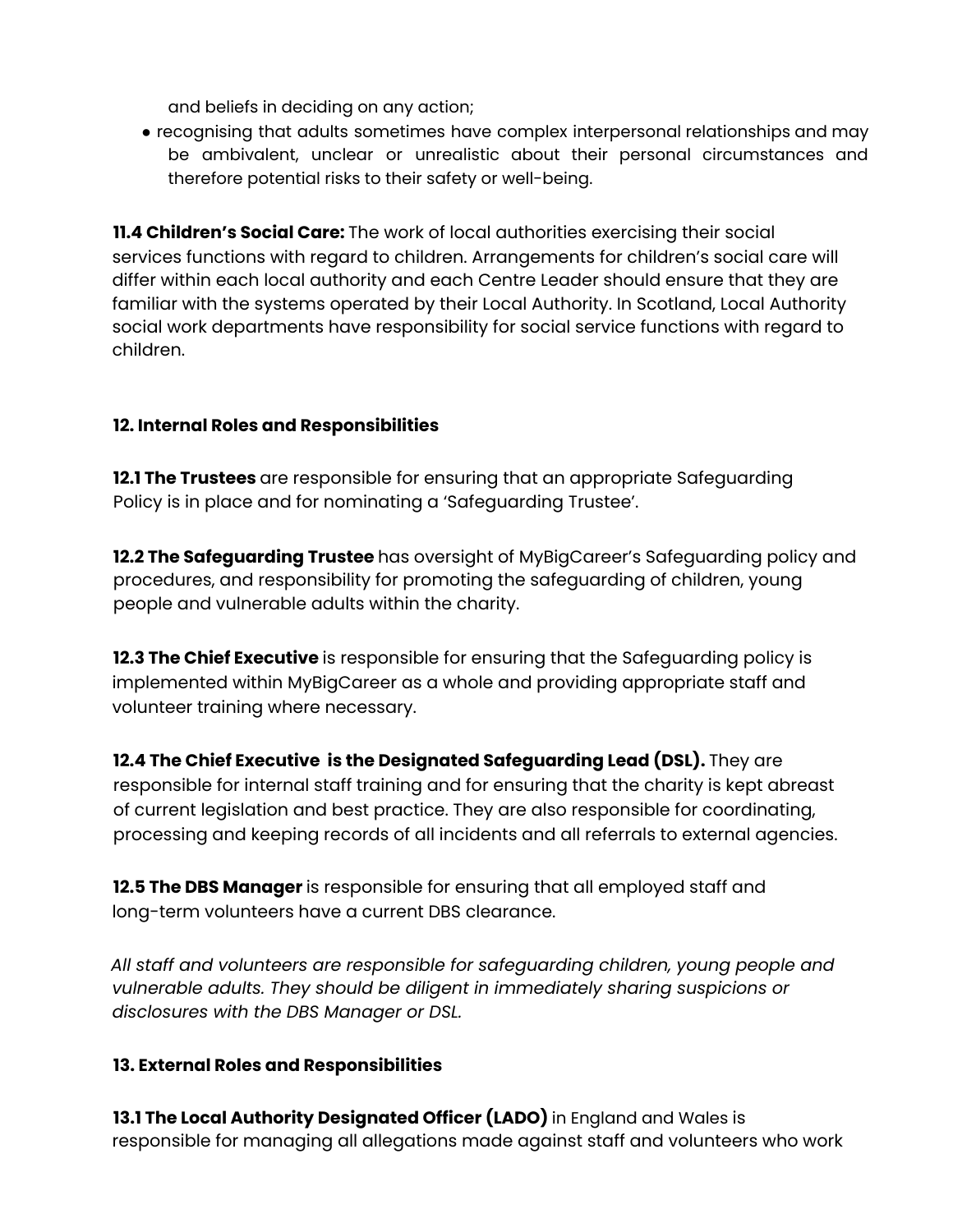and beliefs in deciding on any action;

- recognising that adults sometimes have complex interpersonal relationships and may be ambivalent, unclear or unrealistic about their personal circumstances and therefore potential risks to their safety or well-being.

**11.4 Children's Social Care:** The work of local authorities exercising their social services functions with regard to children. Arrangements for children's social care will differ within each local authority and each Centre Leader should ensure that they are familiar with the systems operated by their Local Authority. In Scotland, Local Authority social work departments have responsibility for social service functions with regard to children.

## 12. Internal Roles and Responsibilities

**12.1 The Trustees** are responsible for ensuring that an appropriate Safeguarding Policy is in place and for nominating a 'Safeguarding Trustee'.

**12.2 The Safeguarding Trustee** has oversight of MyBigCareer's Safeguarding policy and procedures, and responsibility for promoting the safeguarding of children, young people and vulnerable adults within the charity.

**12.3 The Chief Executive** is responsible for ensuring that the Safeguarding policy is implemented within MyBigCareer as a whole and providing appropriate staff and volunteer training where necessary.

**12.4 The Chief Executive is the Designated Safeguarding Lead (DSL).** They are responsible for internal staff training and for ensuring that the charity is kept abreast of current legislation and best practice. They are also responsible for coordinating, processing and keeping records of all incidents and all referrals to external agencies.

**12.5 The DBS Manager** is responsible for ensuring that all employed staff and long-term volunteers have a current DBS clearance.

*All staff and volunteers are responsible for safeguarding children, young people and vulnerable adults. They should be diligent in immediately sharing suspicions or disclosures with the DBS Manager or DSL.*

## 13. External Roles and Responsibilities

**13.1 The Local Authority Designated Officer (LADO)** in England and Wales is responsible for managing all allegations made against staff and volunteers who work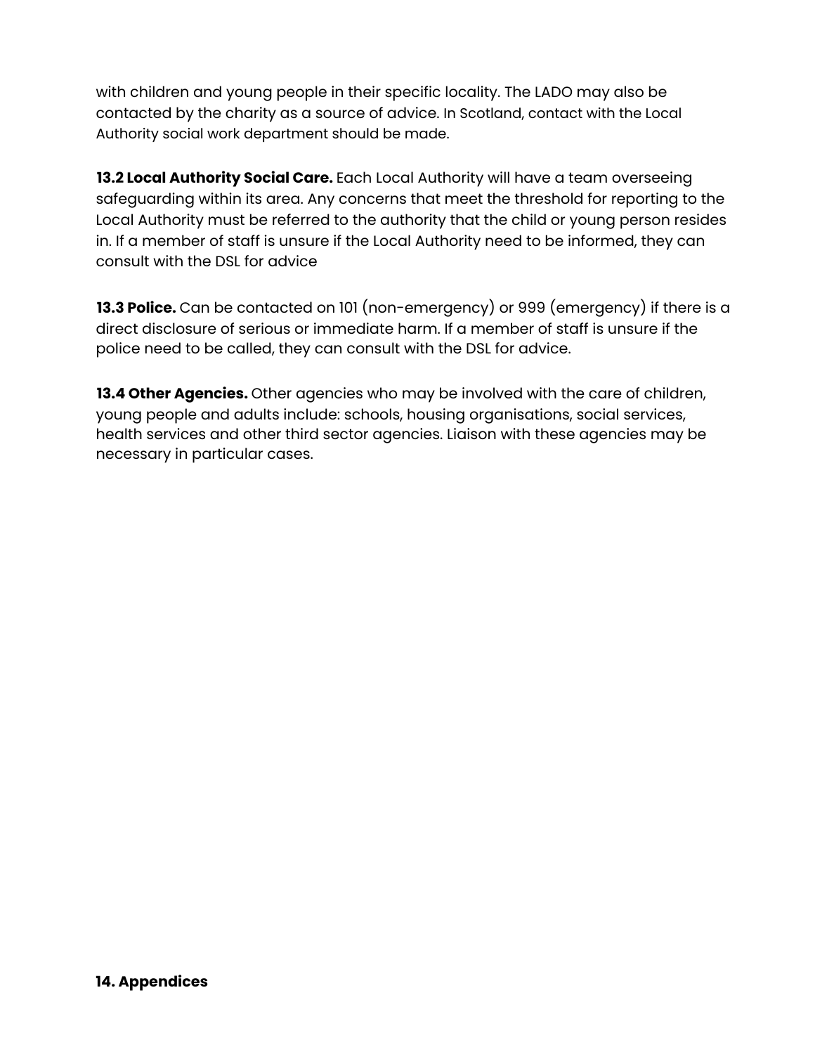with children and young people in their specific locality. The LADO may also be contacted by the charity as a source of advice. In Scotland, contact with the Local Authority social work department should be made.

**13.2 Local Authority Social Care.** Each Local Authority will have a team overseeing safeguarding within its area. Any concerns that meet the threshold for reporting to the Local Authority must be referred to the authority that the child or young person resides in. If a member of staff is unsure if the Local Authority need to be informed, they can consult with the DSL for advice

**13.3 Police.** Can be contacted on 101 (non-emergency) or 999 (emergency) if there is a direct disclosure of serious or immediate harm. If a member of staff is unsure if the police need to be called, they can consult with the DSL for advice.

**13.4 Other Agencies.** Other agencies who may be involved with the care of children, young people and adults include: schools, housing organisations, social services, health services and other third sector agencies. Liaison with these agencies may be necessary in particular cases.

## 14. Appendices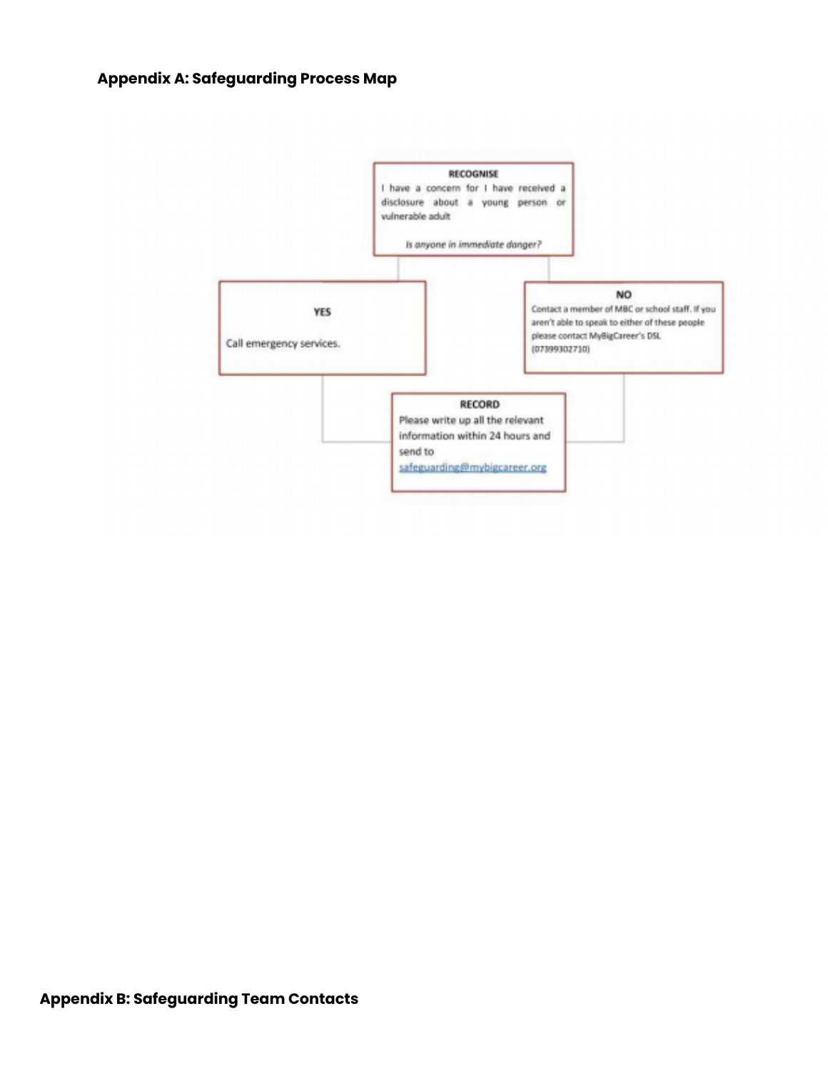## Appendix A: Safeguarding Process Map

**RECOGNISE**

I have a concern for I have received a disclosure about a young person or vulnerable adult

*Is anyone in immediate danger?*

**YES**

Call emergency services.

**NO**

Contact a member of MBC or school staff. If you aren't able to speak to either of these people please contact MyBigCareer's DSL (07399302710)

**RECORD**

Please write up all the relevant information within 24 hours and send to safeguarding@mybigcareer.org

## Appendix B: Safeguarding Team Contacts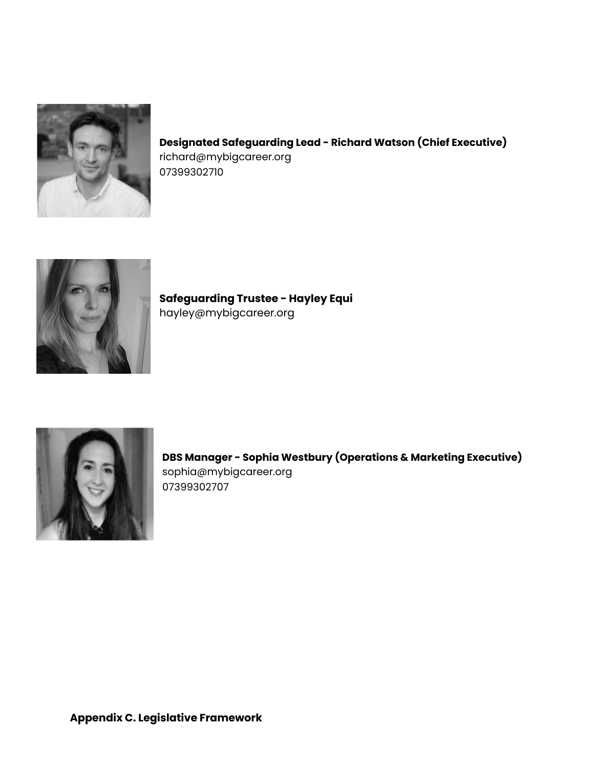**Designated Safeguarding Lead - Richard Watson (Chief Executive)**
richard@mybigcareer.org
07399302710

**Safeguarding Trustee - Hayley Equi**
hayley@mybigcareer.org

**DBS Manager - Sophia Westbury (Operations & Marketing Executive)**
sophia@mybigcareer.org
07399302707

**Appendix C. Legislative Framework**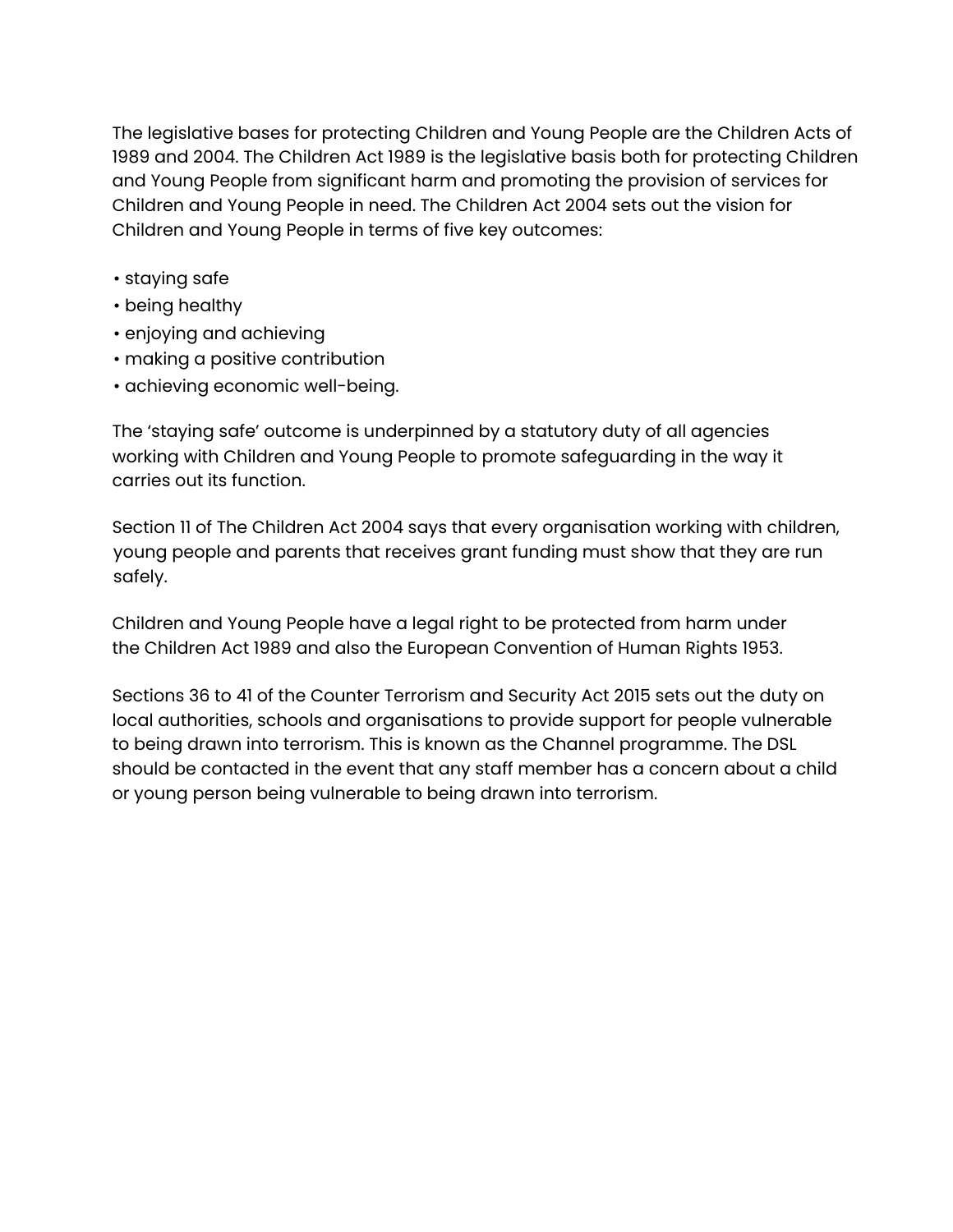The legislative bases for protecting Children and Young People are the Children Acts of 1989 and 2004. The Children Act 1989 is the legislative basis both for protecting Children and Young People from significant harm and promoting the provision of services for Children and Young People in need. The Children Act 2004 sets out the vision for Children and Young People in terms of five key outcomes:

- staying safe
- being healthy
- enjoying and achieving
- making a positive contribution
- achieving economic well-being.

The 'staying safe' outcome is underpinned by a statutory duty of all agencies working with Children and Young People to promote safeguarding in the way it carries out its function.

Section 11 of The Children Act 2004 says that every organisation working with children, young people and parents that receives grant funding must show that they are run safely.

Children and Young People have a legal right to be protected from harm under the Children Act 1989 and also the European Convention of Human Rights 1953.

Sections 36 to 41 of the Counter Terrorism and Security Act 2015 sets out the duty on local authorities, schools and organisations to provide support for people vulnerable to being drawn into terrorism. This is known as the Channel programme. The DSL should be contacted in the event that any staff member has a concern about a child or young person being vulnerable to being drawn into terrorism.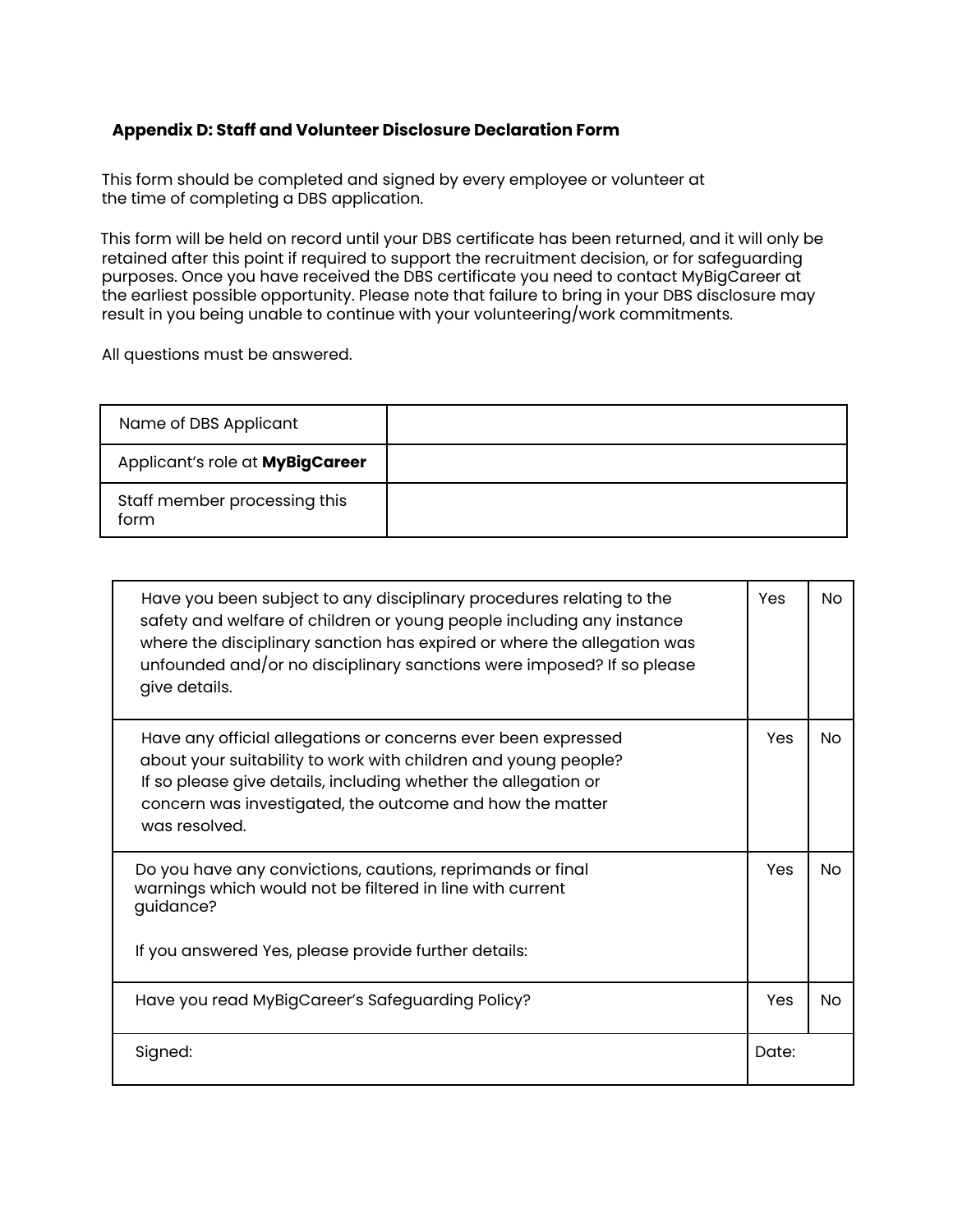### Appendix D: Staff and Volunteer Disclosure Declaration Form

This form should be completed and signed by every employee or volunteer at the time of completing a DBS application.

This form will be held on record until your DBS certificate has been returned, and it will only be retained after this point if required to support the recruitment decision, or for safeguarding purposes. Once you have received the DBS certificate you need to contact MyBigCareer at the earliest possible opportunity. Please note that failure to bring in your DBS disclosure may result in you being unable to continue with your volunteering/work commitments.

All questions must be answered.

| | |
|---|---|
| Name of DBS Applicant | |
| Applicant's role at **MyBigCareer** | |
| Staff member processing this form | |

| | | |
|---|---|---|
| Have you been subject to any disciplinary procedures relating to the safety and welfare of children or young people including any instance where the disciplinary sanction has expired or where the allegation was unfounded and/or no disciplinary sanctions were imposed? If so please give details. | Yes | No |
| Have any official allegations or concerns ever been expressed about your suitability to work with children and young people? If so please give details, including whether the allegation or concern was investigated, the outcome and how the matter was resolved. | Yes | No |
| Do you have any convictions, cautions, reprimands or final warnings which would not be filtered in line with current guidance?<br><br>If you answered Yes, please provide further details: | Yes | No |
| Have you read MyBigCareer's Safeguarding Policy? | Yes | No |
| Signed: | Date: | |